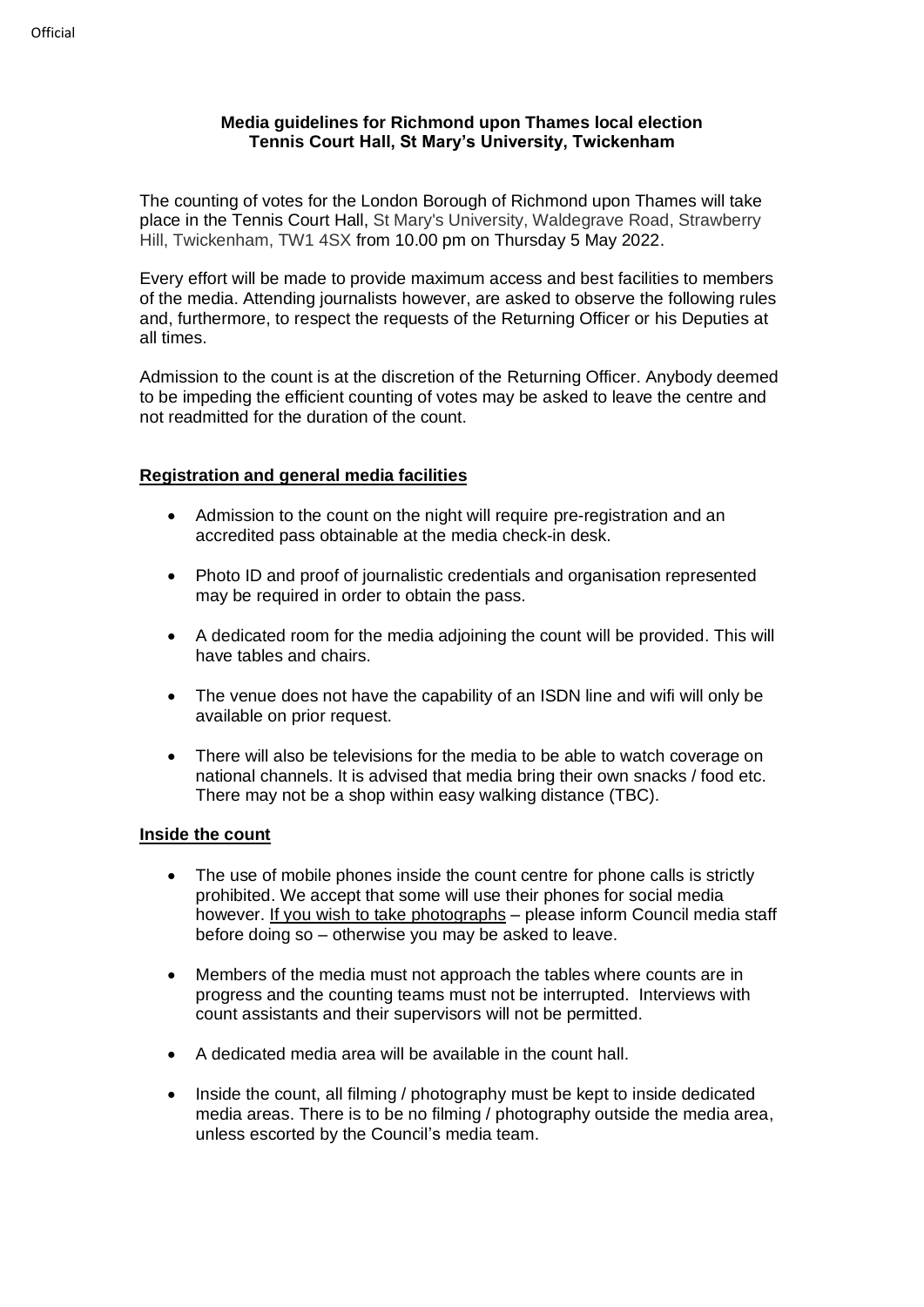**Media guidelines for Richmond upon Thames local election**
**Tennis Court Hall, St Mary's University, Twickenham**

The counting of votes for the London Borough of Richmond upon Thames will take place in the Tennis Court Hall, St Mary's University, Waldegrave Road, Strawberry Hill, Twickenham, TW1 4SX from 10.00 pm on Thursday 5 May 2022.

Every effort will be made to provide maximum access and best facilities to members of the media. Attending journalists however, are asked to observe the following rules and, furthermore, to respect the requests of the Returning Officer or his Deputies at all times.

Admission to the count is at the discretion of the Returning Officer. Anybody deemed to be impeding the efficient counting of votes may be asked to leave the centre and not readmitted for the duration of the count.

## Registration and general media facilities

- Admission to the count on the night will require pre-registration and an accredited pass obtainable at the media check-in desk.
- Photo ID and proof of journalistic credentials and organisation represented may be required in order to obtain the pass.
- A dedicated room for the media adjoining the count will be provided. This will have tables and chairs.
- The venue does not have the capability of an ISDN line and wifi will only be available on prior request.
- There will also be televisions for the media to be able to watch coverage on national channels. It is advised that media bring their own snacks / food etc. There may not be a shop within easy walking distance (TBC).

## Inside the count

- The use of mobile phones inside the count centre for phone calls is strictly prohibited. We accept that some will use their phones for social media however. If you wish to take photographs – please inform Council media staff before doing so – otherwise you may be asked to leave.
- Members of the media must not approach the tables where counts are in progress and the counting teams must not be interrupted. Interviews with count assistants and their supervisors will not be permitted.
- A dedicated media area will be available in the count hall.
- Inside the count, all filming / photography must be kept to inside dedicated media areas. There is to be no filming / photography outside the media area, unless escorted by the Council's media team.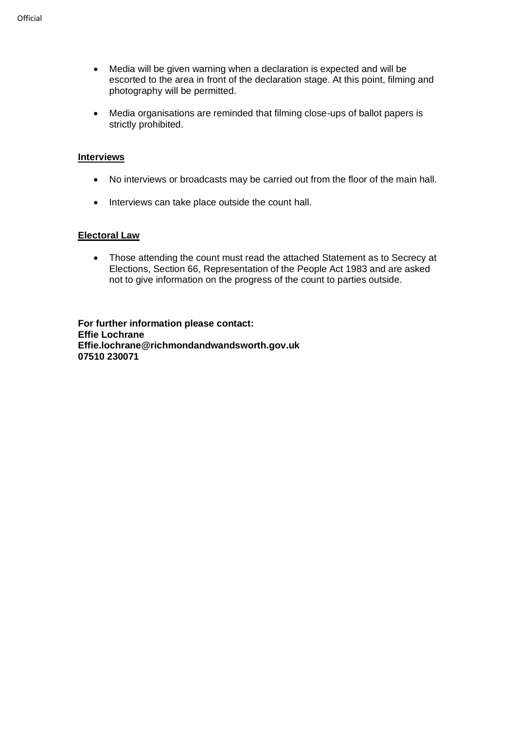- Media will be given warning when a declaration is expected and will be escorted to the area in front of the declaration stage. At this point, filming and photography will be permitted.
- Media organisations are reminded that filming close-ups of ballot papers is strictly prohibited.

**Interviews**

- No interviews or broadcasts may be carried out from the floor of the main hall.
- Interviews can take place outside the count hall.

**Electoral Law**

- Those attending the count must read the attached Statement as to Secrecy at Elections, Section 66, Representation of the People Act 1983 and are asked not to give information on the progress of the count to parties outside.

**For further information please contact:**
**Effie Lochrane**
**Effie.lochrane@richmondandwandsworth.gov.uk**
**07510 230071**